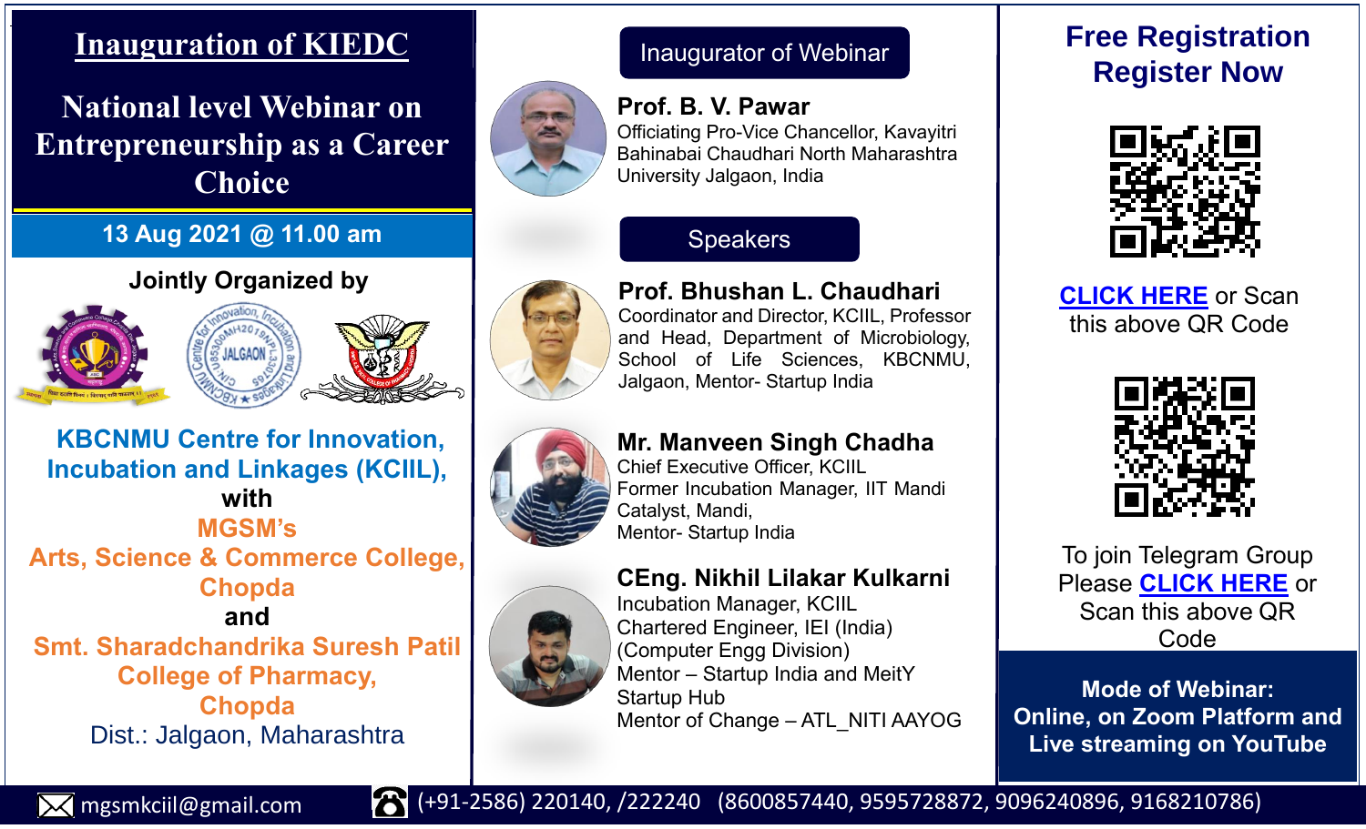# Inauguration of KIEDC

## National level Webinar on Entrepreneurship as a Career Choice

**13 Aug 2021 @ 11.00 am**

**Jointly Organized by**

**KBCNMU Centre for Innovation, Incubation and Linkages (KCIIL),**

**with**

**MGSM's**

**Arts, Science & Commerce College, Chopda**

**and**

**Smt. Sharadchandrika Suresh Patil College of Pharmacy, Chopda**

Dist.: Jalgaon, Maharashtra

### Inaugurator of Webinar

**Prof. B. V. Pawar**
Officiating Pro-Vice Chancellor, Kavayitri Bahinabai Chaudhari North Maharashtra University Jalgaon, India

### Speakers

**Prof. Bhushan L. Chaudhari**
Coordinator and Director, KCIIL, Professor and Head, Department of Microbiology, School of Life Sciences, KBCNMU, Jalgaon, Mentor- Startup India

**Mr. Manveen Singh Chadha**
Chief Executive Officer, KCIIL
Former Incubation Manager, IIT Mandi Catalyst, Mandi,
Mentor- Startup India

**CEng. Nikhil Lilakar Kulkarni**
Incubation Manager, KCIIL
Chartered Engineer, IEI (India)
(Computer Engg Division)
Mentor – Startup India and MeitY Startup Hub
Mentor of Change – ATL_NITI AAYOG

## Free Registration Register Now

CLICK HERE or Scan this above QR Code

To join Telegram Group Please CLICK HERE or Scan this above QR Code

**Mode of Webinar:**
**Online, on Zoom Platform and Live streaming on YouTube**

mgsmkciil@gmail.com (+91-2586) 220140, /222240 (8600857440, 9595728872, 9096240896, 9168210786)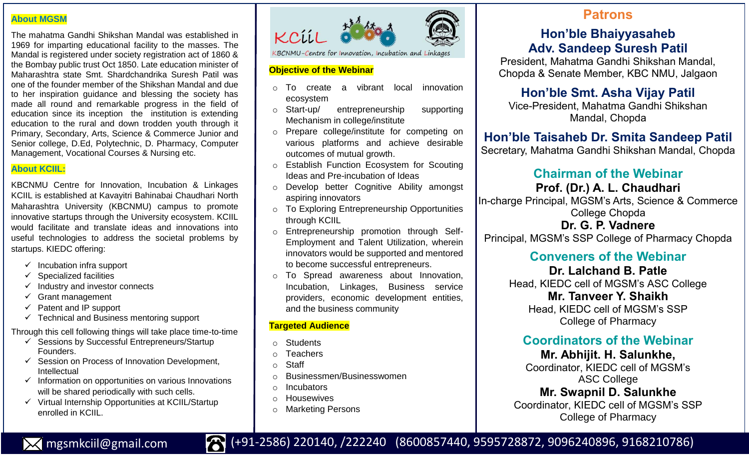## About MGSM

The mahatma Gandhi Shikshan Mandal was established in 1969 for imparting educational facility to the masses. The Mandal is registered under society registration act of 1860 & the Bombay public trust Oct 1850. Late education minister of Maharashtra state Smt. Shardchandrika Suresh Patil was one of the founder member of the Shikshan Mandal and due to her inspiration guidance and blessing the society has made all round and remarkable progress in the field of education since its inception the institution is extending education to the rural and down trodden youth through it Primary, Secondary, Arts, Science & Commerce Junior and Senior college, D.Ed, Polytechnic, D. Pharmacy, Computer Management, Vocational Courses & Nursing etc.

## About KCIIL:

KBCNMU Centre for Innovation, Incubation & Linkages KCIIL is established at Kavayitri Bahinabai Chaudhari North Maharashtra University (KBCNMU) campus to promote innovative startups through the University ecosystem. KCIIL would facilitate and translate ideas and innovations into useful technologies to address the societal problems by startups. KIEDC offering:

- ✓ Incubation infra support
- ✓ Specialized facilities
- ✓ Industry and investor connects
- ✓ Grant management
- ✓ Patent and IP support
- ✓ Technical and Business mentoring support

Through this cell following things will take place time-to-time

- ✓ Sessions by Successful Entrepreneurs/Startup Founders.
- ✓ Session on Process of Innovation Development, Intellectual
- ✓ Information on opportunities on various Innovations will be shared periodically with such cells.
- ✓ Virtual Internship Opportunities at KCIIL/Startup enrolled in KCIIL.

KCiiL
KBCNMU-Centre for Innovation, Incubation and Linkages

## Objective of the Webinar

- To create a vibrant local innovation ecosystem
- Start-up/ entrepreneurship supporting Mechanism in college/institute
- Prepare college/institute for competing on various platforms and achieve desirable outcomes of mutual growth.
- Establish Function Ecosystem for Scouting Ideas and Pre-incubation of Ideas
- Develop better Cognitive Ability amongst aspiring innovators
- To Exploring Entrepreneurship Opportunities through KCIIL
- Entrepreneurship promotion through Self-Employment and Talent Utilization, wherein innovators would be supported and mentored to become successful entrepreneurs.
- To Spread awareness about Innovation, Incubation, Linkages, Business service providers, economic development entities, and the business community

## Targeted Audience

- Students
- Teachers
- Staff
- Businessmen/Businesswomen
- Incubators
- Housewives
- Marketing Persons

## Patrons

**Hon'ble Bhaiyyasaheb Adv. Sandeep Suresh Patil**
President, Mahatma Gandhi Shikshan Mandal, Chopda & Senate Member, KBC NMU, Jalgaon

**Hon'ble Smt. Asha Vijay Patil**
Vice-President, Mahatma Gandhi Shikshan Mandal, Chopda

**Hon'ble Taisaheb Dr. Smita Sandeep Patil**
Secretary, Mahatma Gandhi Shikshan Mandal, Chopda

## Chairman of the Webinar

**Prof. (Dr.) A. L. Chaudhari**
In-charge Principal, MGSM's Arts, Science & Commerce College Chopda

**Dr. G. P. Vadnere**
Principal, MGSM's SSP College of Pharmacy Chopda

## Conveners of the Webinar

**Dr. Lalchand B. Patle**
Head, KIEDC cell of MGSM's ASC College

**Mr. Tanveer Y. Shaikh**
Head, KIEDC cell of MGSM's SSP College of Pharmacy

## Coordinators of the Webinar

**Mr. Abhijit. H. Salunkhe,**
Coordinator, KIEDC cell of MGSM's ASC College

**Mr. Swapnil D. Salunkhe**
Coordinator, KIEDC cell of MGSM's SSP College of Pharmacy

mgsmkciil@gmail.com (+91-2586) 220140, /222240 (8600857440, 9595728872, 9096240896, 9168210786)